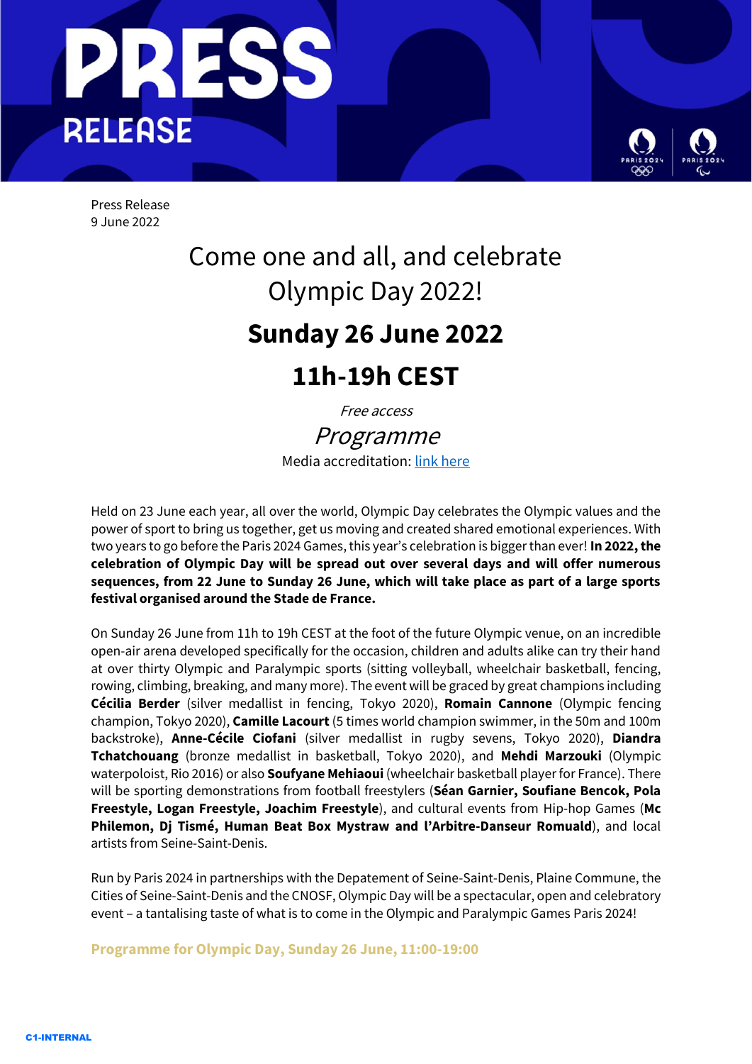# PRESS RELEASE

Press Release
9 June 2022

# Come one and all, and celebrate Olympic Day 2022!

## Sunday 26 June 2022

## 11h-19h CEST

*Free access*

*Programme*

Media accreditation: [link here]()

Held on 23 June each year, all over the world, Olympic Day celebrates the Olympic values and the power of sport to bring us together, get us moving and created shared emotional experiences. With two years to go before the Paris 2024 Games, this year's celebration is bigger than ever! **In 2022, the celebration of Olympic Day will be spread out over several days and will offer numerous sequences, from 22 June to Sunday 26 June, which will take place as part of a large sports festival organised around the Stade de France.**

On Sunday 26 June from 11h to 19h CEST at the foot of the future Olympic venue, on an incredible open-air arena developed specifically for the occasion, children and adults alike can try their hand at over thirty Olympic and Paralympic sports (sitting volleyball, wheelchair basketball, fencing, rowing, climbing, breaking, and many more). The event will be graced by great champions including **Cécilia Berder** (silver medallist in fencing, Tokyo 2020), **Romain Cannone** (Olympic fencing champion, Tokyo 2020), **Camille Lacourt** (5 times world champion swimmer, in the 50m and 100m backstroke), **Anne-Cécile Ciofani** (silver medallist in rugby sevens, Tokyo 2020), **Diandra Tchatchouang** (bronze medallist in basketball, Tokyo 2020), and **Mehdi Marzouki** (Olympic waterpoloist, Rio 2016) or also **Soufyane Mehiaoui** (wheelchair basketball player for France). There will be sporting demonstrations from football freestylers (**Séan Garnier, Soufiane Bencok, Pola Freestyle, Logan Freestyle, Joachim Freestyle**), and cultural events from Hip-hop Games (**Mc Philemon, Dj Tismé, Human Beat Box Mystraw and l'Arbitre-Danseur Romuald**), and local artists from Seine-Saint-Denis.

Run by Paris 2024 in partnerships with the Depatement of Seine-Saint-Denis, Plaine Commune, the Cities of Seine-Saint-Denis and the CNOSF, Olympic Day will be a spectacular, open and celebratory event – a tantalising taste of what is to come in the Olympic and Paralympic Games Paris 2024!

**Programme for Olympic Day, Sunday 26 June, 11:00-19:00**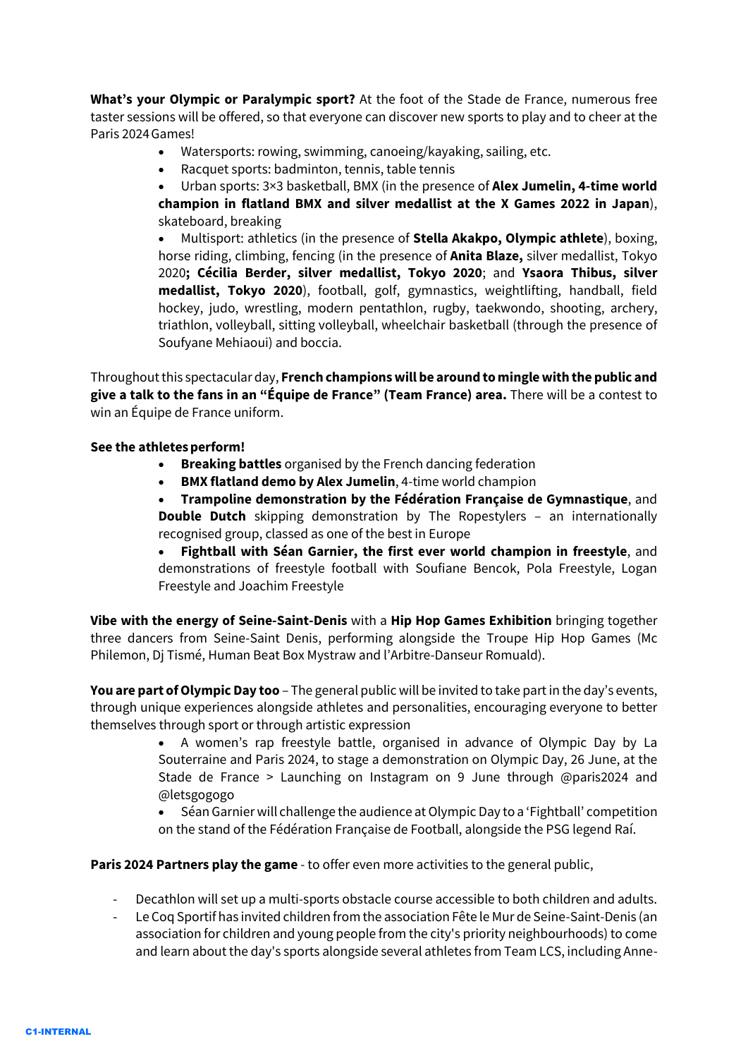**What's your Olympic or Paralympic sport?** At the foot of the Stade de France, numerous free taster sessions will be offered, so that everyone can discover new sports to play and to cheer at the Paris 2024 Games!

- Watersports: rowing, swimming, canoeing/kayaking, sailing, etc.
- Racquet sports: badminton, tennis, table tennis
- Urban sports: 3×3 basketball, BMX (in the presence of **Alex Jumelin, 4-time world champion in flatland BMX and silver medallist at the X Games 2022 in Japan**), skateboard, breaking
- Multisport: athletics (in the presence of **Stella Akakpo, Olympic athlete**), boxing, horse riding, climbing, fencing (in the presence of **Anita Blaze,** silver medallist, Tokyo 2020**; Cécilia Berder, silver medallist, Tokyo 2020**; and **Ysaora Thibus, silver medallist, Tokyo 2020**), football, golf, gymnastics, weightlifting, handball, field hockey, judo, wrestling, modern pentathlon, rugby, taekwondo, shooting, archery, triathlon, volleyball, sitting volleyball, wheelchair basketball (through the presence of Soufyane Mehiaoui) and boccia.

Throughout this spectacular day, **French champions will be around to mingle with the public and give a talk to the fans in an "Équipe de France" (Team France) area.** There will be a contest to win an Équipe de France uniform.

**See the athletes perform!**

- **Breaking battles** organised by the French dancing federation
- **BMX flatland demo by Alex Jumelin**, 4-time world champion
- **Trampoline demonstration by the Fédération Française de Gymnastique**, and **Double Dutch** skipping demonstration by The Ropestylers – an internationally recognised group, classed as one of the best in Europe
- **Fightball with Séan Garnier, the first ever world champion in freestyle**, and demonstrations of freestyle football with Soufiane Bencok, Pola Freestyle, Logan Freestyle and Joachim Freestyle

**Vibe with the energy of Seine-Saint-Denis** with a **Hip Hop Games Exhibition** bringing together three dancers from Seine-Saint Denis, performing alongside the Troupe Hip Hop Games (Mc Philemon, Dj Tismé, Human Beat Box Mystraw and l'Arbitre-Danseur Romuald).

**You are part of Olympic Day too** – The general public will be invited to take part in the day's events, through unique experiences alongside athletes and personalities, encouraging everyone to better themselves through sport or through artistic expression

- A women's rap freestyle battle, organised in advance of Olympic Day by La Souterraine and Paris 2024, to stage a demonstration on Olympic Day, 26 June, at the Stade de France > Launching on Instagram on 9 June through @paris2024 and @letsgogogo
- Séan Garnier will challenge the audience at Olympic Day to a 'Fightball' competition on the stand of the Fédération Française de Football, alongside the PSG legend Raí.

**Paris 2024 Partners play the game** - to offer even more activities to the general public,

- Decathlon will set up a multi-sports obstacle course accessible to both children and adults.
- Le Coq Sportif has invited children from the association Fête le Mur de Seine-Saint-Denis (an association for children and young people from the city's priority neighbourhoods) to come and learn about the day's sports alongside several athletes from Team LCS, including Anne-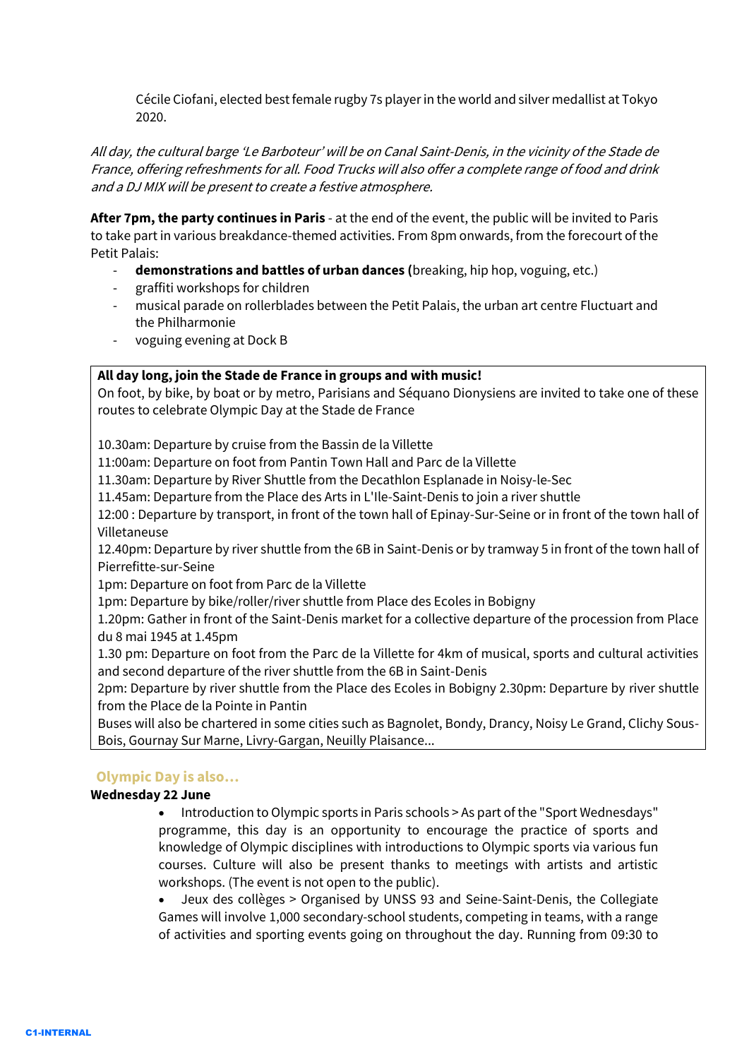Cécile Ciofani, elected best female rugby 7s player in the world and silver medallist at Tokyo 2020.

*All day, the cultural barge 'Le Barboteur' will be on Canal Saint-Denis, in the vicinity of the Stade de France, offering refreshments for all. Food Trucks will also offer a complete range of food and drink and a DJ MIX will be present to create a festive atmosphere.*

**After 7pm, the party continues in Paris** - at the end of the event, the public will be invited to Paris to take part in various breakdance-themed activities. From 8pm onwards, from the forecourt of the Petit Palais:

- **demonstrations and battles of urban dances (**breaking, hip hop, voguing, etc.)
- graffiti workshops for children
- musical parade on rollerblades between the Petit Palais, the urban art centre Fluctuart and the Philharmonie
- voguing evening at Dock B

**All day long, join the Stade de France in groups and with music!**
On foot, by bike, by boat or by metro, Parisians and Séquano Dionysiens are invited to take one of these routes to celebrate Olympic Day at the Stade de France

10.30am: Departure by cruise from the Bassin de la Villette
11:00am: Departure on foot from Pantin Town Hall and Parc de la Villette
11.30am: Departure by River Shuttle from the Decathlon Esplanade in Noisy-le-Sec
11.45am: Departure from the Place des Arts in L'Ile-Saint-Denis to join a river shuttle
12:00 : Departure by transport, in front of the town hall of Epinay-Sur-Seine or in front of the town hall of Villetaneuse
12.40pm: Departure by river shuttle from the 6B in Saint-Denis or by tramway 5 in front of the town hall of Pierrefitte-sur-Seine
1pm: Departure on foot from Parc de la Villette
1pm: Departure by bike/roller/river shuttle from Place des Ecoles in Bobigny
1.20pm: Gather in front of the Saint-Denis market for a collective departure of the procession from Place du 8 mai 1945 at 1.45pm
1.30 pm: Departure on foot from the Parc de la Villette for 4km of musical, sports and cultural activities and second departure of the river shuttle from the 6B in Saint-Denis
2pm: Departure by river shuttle from the Place des Ecoles in Bobigny 2.30pm: Departure by river shuttle from the Place de la Pointe in Pantin
Buses will also be chartered in some cities such as Bagnolet, Bondy, Drancy, Noisy Le Grand, Clichy Sous-Bois, Gournay Sur Marne, Livry-Gargan, Neuilly Plaisance...

## Olympic Day is also…

**Wednesday 22 June**

- Introduction to Olympic sports in Paris schools > As part of the "Sport Wednesdays" programme, this day is an opportunity to encourage the practice of sports and knowledge of Olympic disciplines with introductions to Olympic sports via various fun courses. Culture will also be present thanks to meetings with artists and artistic workshops. (The event is not open to the public).
- Jeux des collèges > Organised by UNSS 93 and Seine-Saint-Denis, the Collegiate Games will involve 1,000 secondary-school students, competing in teams, with a range of activities and sporting events going on throughout the day. Running from 09:30 to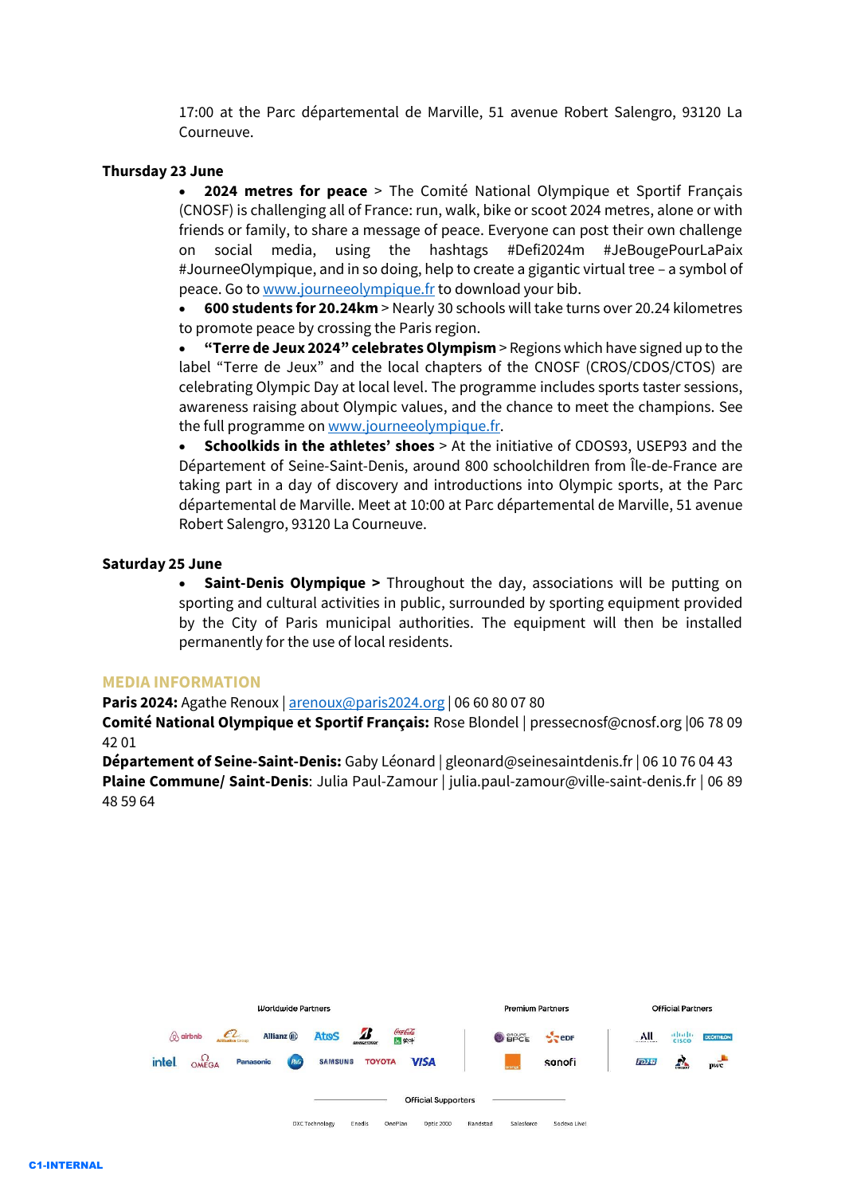17:00 at the Parc départemental de Marville, 51 avenue Robert Salengro, 93120 La Courneuve.

**Thursday 23 June**

- **2024 metres for peace** > The Comité National Olympique et Sportif Français (CNOSF) is challenging all of France: run, walk, bike or scoot 2024 metres, alone or with friends or family, to share a message of peace. Everyone can post their own challenge on social media, using the hashtags #Defi2024m #JeBougePourLaPaix #JourneeOlympique, and in so doing, help to create a gigantic virtual tree – a symbol of peace. Go to [www.journeeolympique.fr](http://www.journeeolympique.fr) to download your bib.
- **600 students for 20.24km** > Nearly 30 schools will take turns over 20.24 kilometres to promote peace by crossing the Paris region.
- **"Terre de Jeux 2024" celebrates Olympism** > Regions which have signed up to the label "Terre de Jeux" and the local chapters of the CNOSF (CROS/CDOS/CTOS) are celebrating Olympic Day at local level. The programme includes sports taster sessions, awareness raising about Olympic values, and the chance to meet the champions. See the full programme on [www.journeeolympique.fr](http://www.journeeolympique.fr).
- **Schoolkids in the athletes' shoes** > At the initiative of CDOS93, USEP93 and the Département of Seine-Saint-Denis, around 800 schoolchildren from Île-de-France are taking part in a day of discovery and introductions into Olympic sports, at the Parc départemental de Marville. Meet at 10:00 at Parc départemental de Marville, 51 avenue Robert Salengro, 93120 La Courneuve.

**Saturday 25 June**

- **Saint-Denis Olympique >** Throughout the day, associations will be putting on sporting and cultural activities in public, surrounded by sporting equipment provided by the City of Paris municipal authorities. The equipment will then be installed permanently for the use of local residents.

## MEDIA INFORMATION

**Paris 2024:** Agathe Renoux | [arenoux@paris2024.org](mailto:arenoux@paris2024.org) | 06 60 80 07 80
**Comité National Olympique et Sportif Français:** Rose Blondel | pressecnosf@cnosf.org |06 78 09 42 01
**Département of Seine-Saint-Denis:** Gaby Léonard | gleonard@seinesaintdenis.fr | 06 10 76 04 43
**Plaine Commune/ Saint-Denis**: Julia Paul-Zamour | julia.paul-zamour@ville-saint-denis.fr | 06 89 48 59 64

Worldwide Partners

Premium Partners

Official Partners

Official Supporters

DXC Technology   Enedis   OnePlan   Optic 2000   Randstad   Salesforce   Sodexo Live!

C1-INTERNAL